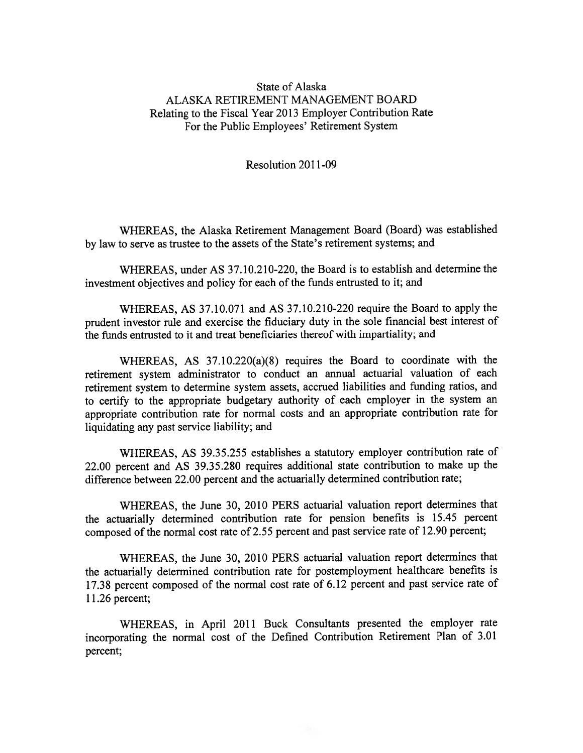State of Alaska
ALASKA RETIREMENT MANAGEMENT BOARD
Relating to the Fiscal Year 2013 Employer Contribution Rate
For the Public Employees' Retirement System

Resolution 2011-09

WHEREAS, the Alaska Retirement Management Board (Board) was established by law to serve as trustee to the assets of the State's retirement systems; and

WHEREAS, under AS 37.10.210-220, the Board is to establish and determine the investment objectives and policy for each of the funds entrusted to it; and

WHEREAS, AS 37.10.071 and AS 37.10.210-220 require the Board to apply the prudent investor rule and exercise the fiduciary duty in the sole financial best interest of the funds entrusted to it and treat beneficiaries thereof with impartiality; and

WHEREAS, AS 37.10.220(a)(8) requires the Board to coordinate with the retirement system administrator to conduct an annual actuarial valuation of each retirement system to determine system assets, accrued liabilities and funding ratios, and to certify to the appropriate budgetary authority of each employer in the system an appropriate contribution rate for normal costs and an appropriate contribution rate for liquidating any past service liability; and

WHEREAS, AS 39.35.255 establishes a statutory employer contribution rate of 22.00 percent and AS 39.35.280 requires additional state contribution to make up the difference between 22.00 percent and the actuarially determined contribution rate;

WHEREAS, the June 30, 2010 PERS actuarial valuation report determines that the actuarially determined contribution rate for pension benefits is 15.45 percent composed of the normal cost rate of 2.55 percent and past service rate of 12.90 percent;

WHEREAS, the June 30, 2010 PERS actuarial valuation report determines that the actuarially determined contribution rate for postemployment healthcare benefits is 17.38 percent composed of the normal cost rate of 6.12 percent and past service rate of 11.26 percent;

WHEREAS, in April 2011 Buck Consultants presented the employer rate incorporating the normal cost of the Defined Contribution Retirement Plan of 3.01 percent;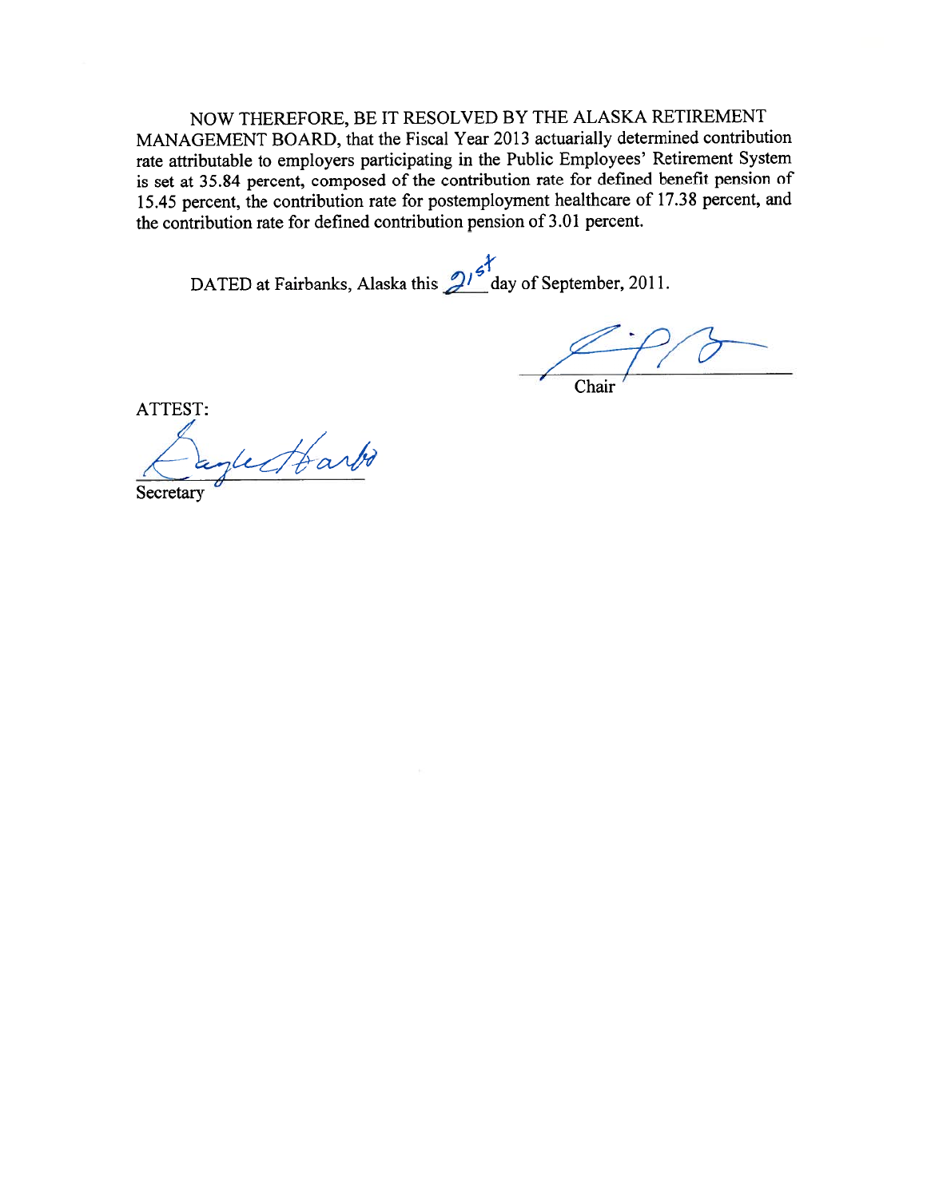NOW THEREFORE, BE IT RESOLVED BY THE ALASKA RETIREMENT MANAGEMENT BOARD, that the Fiscal Year 2013 actuarially determined contribution rate attributable to employers participating in the Public Employees' Retirement System is set at 35.84 percent, composed of the contribution rate for defined benefit pension of 15.45 percent, the contribution rate for postemployment healthcare of 17.38 percent, and the contribution rate for defined contribution pension of 3.01 percent.

DATED at Fairbanks, Alaska this 21st day of September, 2011.

Chair

ATTEST:

Secretary